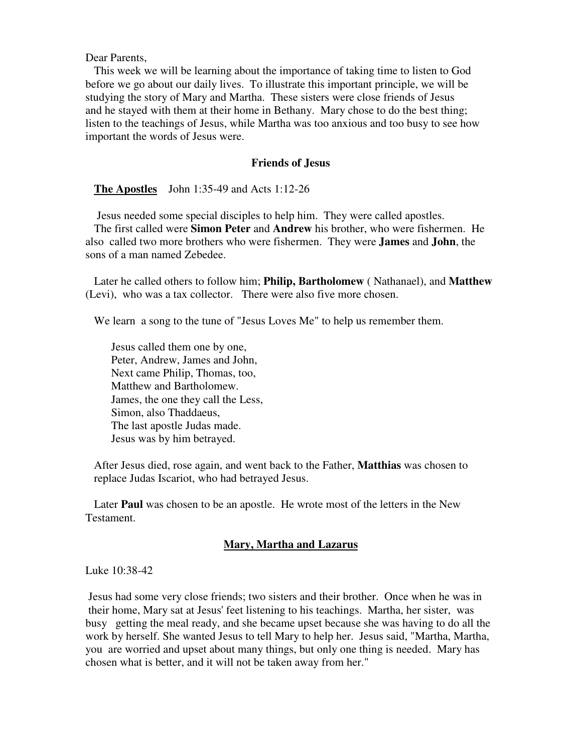Dear Parents,

This week we will be learning about the importance of taking time to listen to God before we go about our daily lives. To illustrate this important principle, we will be studying the story of Mary and Martha. These sisters were close friends of Jesus and he stayed with them at their home in Bethany. Mary chose to do the best thing; listen to the teachings of Jesus, while Martha was too anxious and too busy to see how important the words of Jesus were.

## Friends of Jesus

**The Apostles** John 1:35-49 and Acts 1:12-26

Jesus needed some special disciples to help him. They were called apostles.

The first called were **Simon Peter** and **Andrew** his brother, who were fishermen. He also called two more brothers who were fishermen. They were **James** and **John**, the sons of a man named Zebedee.

Later he called others to follow him; **Philip, Bartholomew** ( Nathanael), and **Matthew** (Levi), who was a tax collector. There were also five more chosen.

We learn a song to the tune of "Jesus Loves Me" to help us remember them.

Jesus called them one by one,
Peter, Andrew, James and John,
Next came Philip, Thomas, too,
Matthew and Bartholomew.
James, the one they call the Less,
Simon, also Thaddaeus,
The last apostle Judas made.
Jesus was by him betrayed.

After Jesus died, rose again, and went back to the Father, **Matthias** was chosen to replace Judas Iscariot, who had betrayed Jesus.

Later **Paul** was chosen to be an apostle. He wrote most of the letters in the New Testament.

## Mary, Martha and Lazarus

Luke 10:38-42

Jesus had some very close friends; two sisters and their brother. Once when he was in their home, Mary sat at Jesus' feet listening to his teachings. Martha, her sister, was busy getting the meal ready, and she became upset because she was having to do all the work by herself. She wanted Jesus to tell Mary to help her. Jesus said, "Martha, Martha, you are worried and upset about many things, but only one thing is needed. Mary has chosen what is better, and it will not be taken away from her."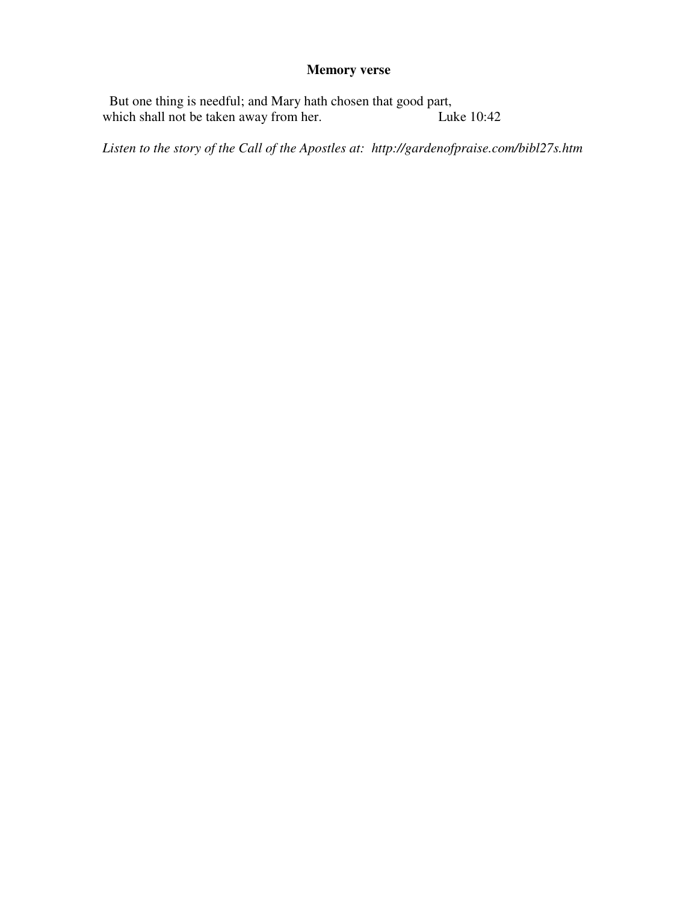## Memory verse

But one thing is needful; and Mary hath chosen that good part, which shall not be taken away from her. Luke 10:42

*Listen to the story of the Call of the Apostles at: http://gardenofpraise.com/bibl27s.htm*